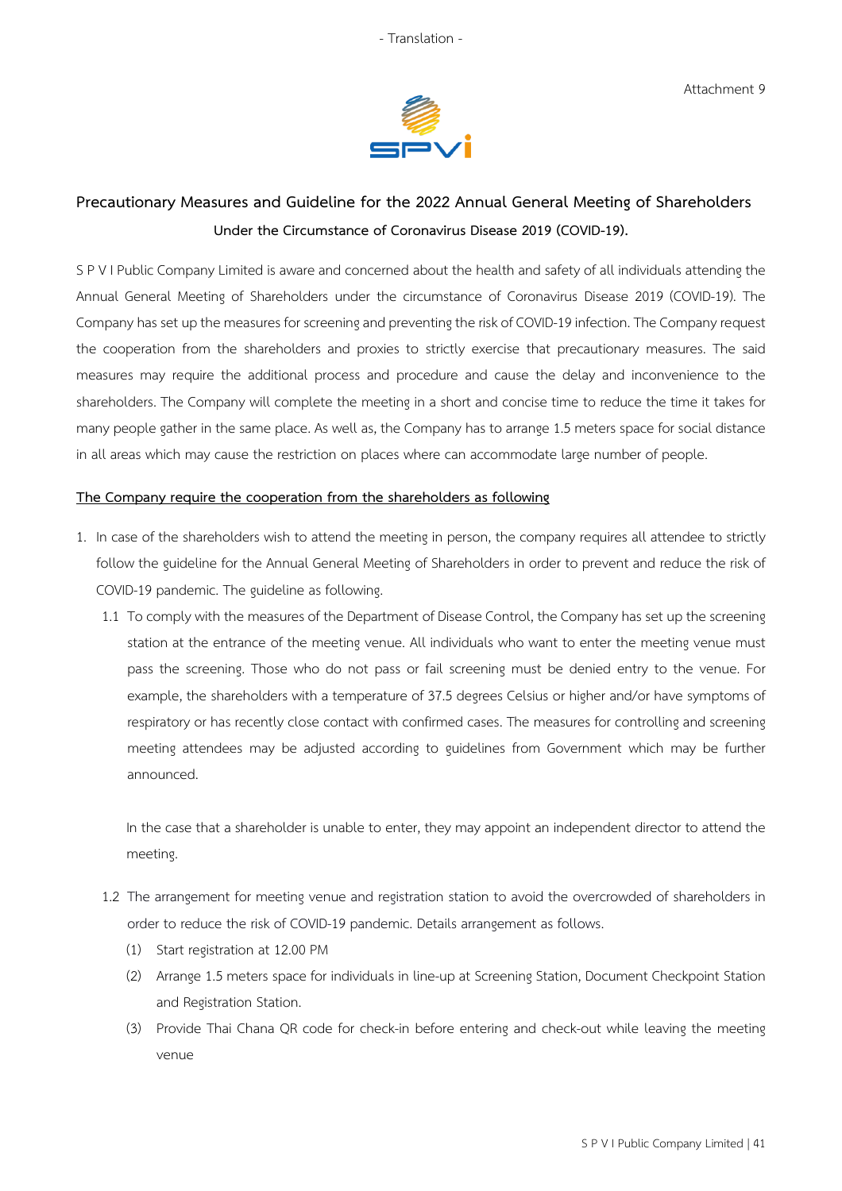- Translation -

Attachment 9

## Precautionary Measures and Guideline for the 2022 Annual General Meeting of Shareholders

### Under the Circumstance of Coronavirus Disease 2019 (COVID-19).

S P V I Public Company Limited is aware and concerned about the health and safety of all individuals attending the Annual General Meeting of Shareholders under the circumstance of Coronavirus Disease 2019 (COVID-19). The Company has set up the measures for screening and preventing the risk of COVID-19 infection. The Company request the cooperation from the shareholders and proxies to strictly exercise that precautionary measures. The said measures may require the additional process and procedure and cause the delay and inconvenience to the shareholders. The Company will complete the meeting in a short and concise time to reduce the time it takes for many people gather in the same place. As well as, the Company has to arrange 1.5 meters space for social distance in all areas which may cause the restriction on places where can accommodate large number of people.

**The Company require the cooperation from the shareholders as following**

1. In case of the shareholders wish to attend the meeting in person, the company requires all attendee to strictly follow the guideline for the Annual General Meeting of Shareholders in order to prevent and reduce the risk of COVID-19 pandemic. The guideline as following.

   1.1 To comply with the measures of the Department of Disease Control, the Company has set up the screening station at the entrance of the meeting venue. All individuals who want to enter the meeting venue must pass the screening. Those who do not pass or fail screening must be denied entry to the venue. For example, the shareholders with a temperature of 37.5 degrees Celsius or higher and/or have symptoms of respiratory or has recently close contact with confirmed cases. The measures for controlling and screening meeting attendees may be adjusted according to guidelines from Government which may be further announced.

   In the case that a shareholder is unable to enter, they may appoint an independent director to attend the meeting.

   1.2 The arrangement for meeting venue and registration station to avoid the overcrowded of shareholders in order to reduce the risk of COVID-19 pandemic. Details arrangement as follows.

   (1) Start registration at 12.00 PM

   (2) Arrange 1.5 meters space for individuals in line-up at Screening Station, Document Checkpoint Station and Registration Station.

   (3) Provide Thai Chana QR code for check-in before entering and check-out while leaving the meeting venue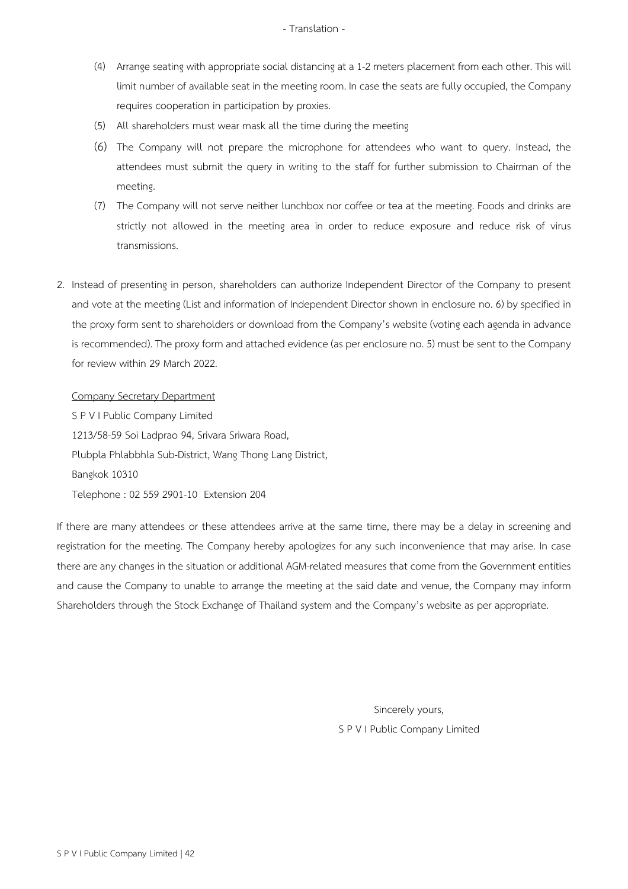(4) Arrange seating with appropriate social distancing at a 1-2 meters placement from each other. This will limit number of available seat in the meeting room. In case the seats are fully occupied, the Company requires cooperation in participation by proxies.

(5) All shareholders must wear mask all the time during the meeting

(6) The Company will not prepare the microphone for attendees who want to query. Instead, the attendees must submit the query in writing to the staff for further submission to Chairman of the meeting.

(7) The Company will not serve neither lunchbox nor coffee or tea at the meeting. Foods and drinks are strictly not allowed in the meeting area in order to reduce exposure and reduce risk of virus transmissions.

2. Instead of presenting in person, shareholders can authorize Independent Director of the Company to present and vote at the meeting (List and information of Independent Director shown in enclosure no. 6) by specified in the proxy form sent to shareholders or download from the Company's website (voting each agenda in advance is recommended). The proxy form and attached evidence (as per enclosure no. 5) must be sent to the Company for review within 29 March 2022.

Company Secretary Department
S P V I Public Company Limited
1213/58-59 Soi Ladprao 94, Srivara Sriwara Road,
Plubpla Phlabbhla Sub-District, Wang Thong Lang District,
Bangkok 10310
Telephone : 02 559 2901-10 Extension 204

If there are many attendees or these attendees arrive at the same time, there may be a delay in screening and registration for the meeting. The Company hereby apologizes for any such inconvenience that may arise. In case there are any changes in the situation or additional AGM-related measures that come from the Government entities and cause the Company to unable to arrange the meeting at the said date and venue, the Company may inform Shareholders through the Stock Exchange of Thailand system and the Company's website as per appropriate.

Sincerely yours,
S P V I Public Company Limited